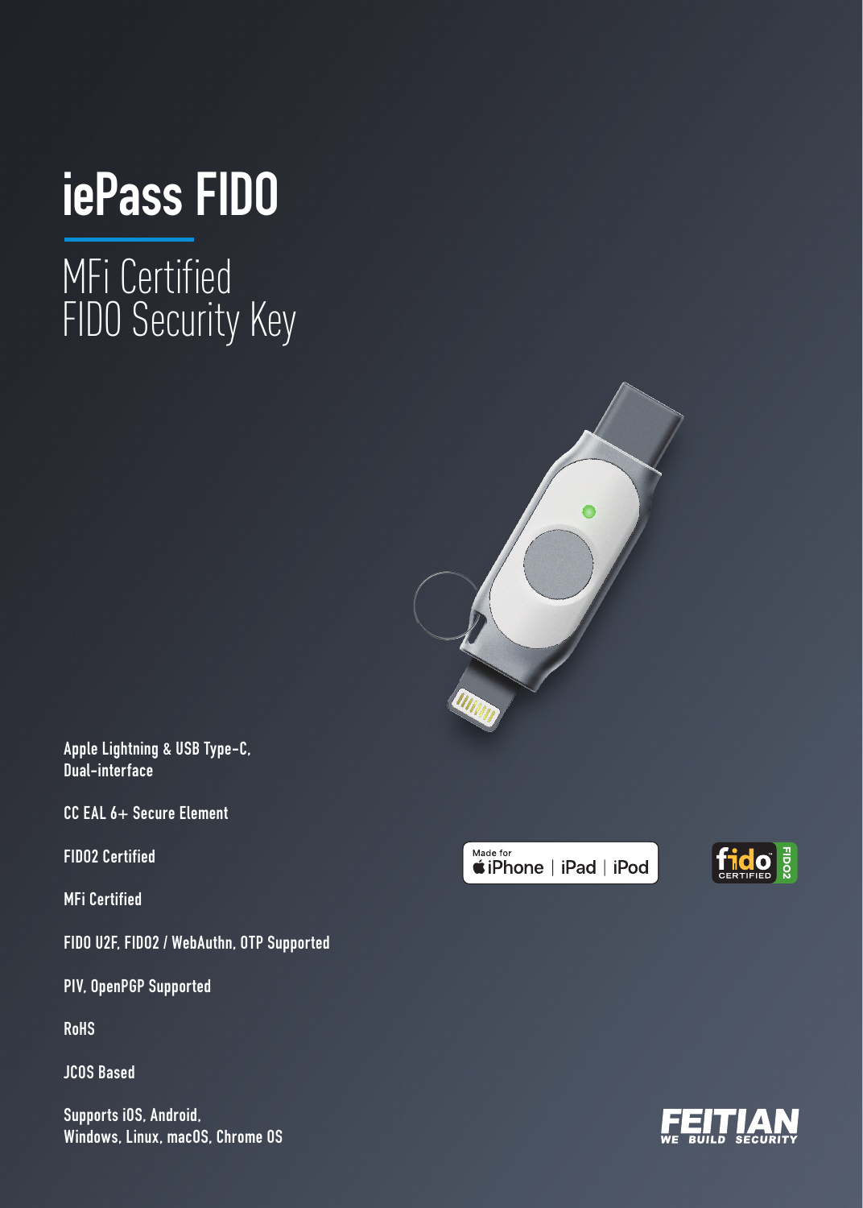# iePass FIDO

## MFi Certified
## FIDO Security Key

Apple Lightning & USB Type-C, Dual-interface

CC EAL 6+ Secure Element

FIDO2 Certified

MFi Certified

FIDO U2F, FIDO2 / WebAuthn, OTP Supported

PIV, OpenPGP Supported

RoHS

JCOS Based

Supports iOS, Android, Windows, Linux, macOS, Chrome OS

Made for iPhone | iPad | iPod

fido CERTIFIED FIDO2

FEITIAN WE BUILD SECURITY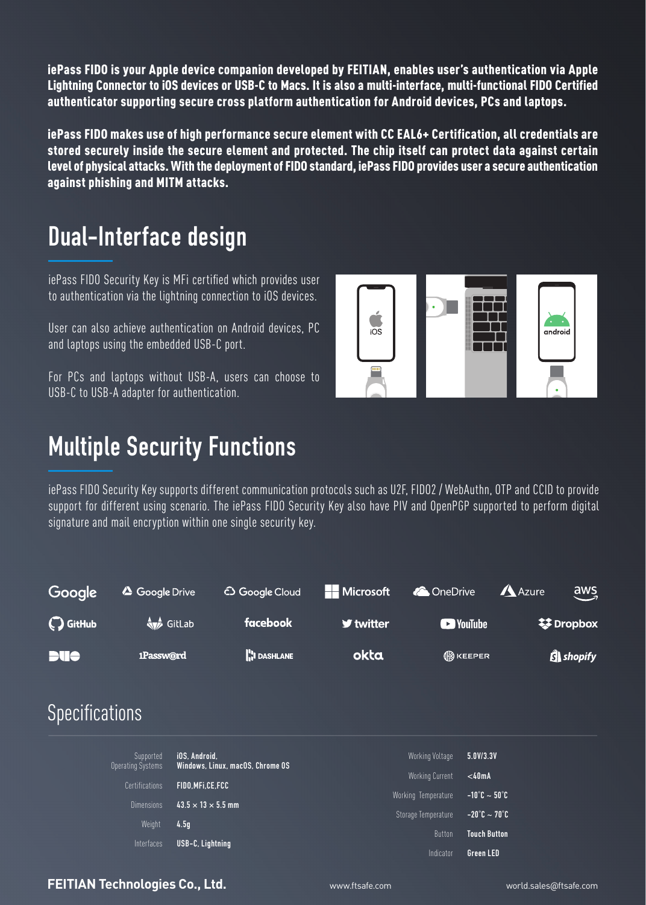**iePass FIDO is your Apple device companion developed by FEITIAN, enables user's authentication via Apple Lightning Connector to iOS devices or USB-C to Macs. It is also a multi-interface, multi-functional FIDO Certified authenticator supporting secure cross platform authentication for Android devices, PCs and laptops.**

**iePass FIDO makes use of high performance secure element with CC EAL6+ Certification, all credentials are stored securely inside the secure element and protected. The chip itself can protect data against certain level of physical attacks. With the deployment of FIDO standard, iePass FIDO provides user a secure authentication against phishing and MITM attacks.**

## Dual-Interface design

iePass FIDO Security Key is MFi certified which provides user to authentication via the lightning connection to iOS devices.

User can also achieve authentication on Android devices, PC and laptops using the embedded USB-C port.

For PCs and laptops without USB-A, users can choose to USB-C to USB-A adapter for authentication.

## Multiple Security Functions

iePass FIDO Security Key supports different communication protocols such as U2F, FIDO2 / WebAuthn, OTP and CCID to provide support for different using scenario. The iePass FIDO Security Key also have PIV and OpenPGP supported to perform digital signature and mail encryption within one single security key.

Google, Google Drive, Google Cloud, Microsoft, OneDrive, Azure, aws
GitHub, GitLab, facebook, twitter, YouTube, Dropbox
DUO, 1Password, DASHLANE, okta, KEEPER, shopify

## Specifications

| | | | |
|---|---|---|---|
| Supported Operating Systems | **iOS, Android, Windows, Linux, macOS, Chrome OS** | Working Voltage | **5.0V/3.3V** |
| Certifications | **FIDO,MFi,CE,FCC** | Working Current | **<40mA** |
| Dimensions | **43.5 × 13 × 5.5 mm** | Working Temperature | **-10°C ~ 50°C** |
| Weight | **4.5g** | Storage Temperature | **-20°C ~ 70°C** |
| Interfaces | **USB-C, Lightning** | Button | **Touch Button** |
| | | Indicator | **Green LED** |

**FEITIAN Technologies Co., Ltd.** www.ftsafe.com world.sales@ftsafe.com